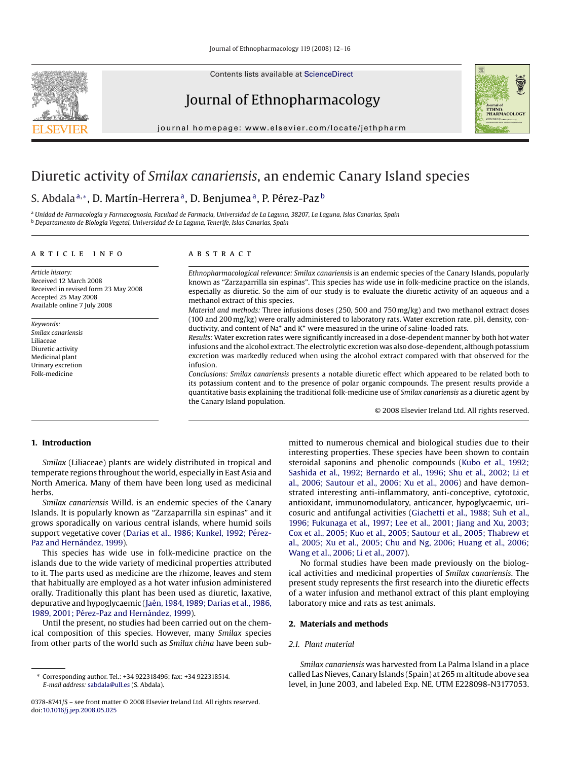# Diuretic activity of *Smilax canariensis*, an endemic Canary Island species

S. Abdala[a,*], D. Martín-Herrera[a], D. Benjumea[a], P. Pérez-Paz[b]

[a] *Unidad de Farmacología y Farmacognosia, Facultad de Farmacia, Universidad de La Laguna, 38207, La Laguna, Islas Canarias, Spain*
[b] *Departamento de Biología Vegetal, Universidad de La Laguna, Tenerife, Islas Canarias, Spain*

## ARTICLE INFO

*Article history:*
Received 12 March 2008
Received in revised form 23 May 2008
Accepted 25 May 2008
Available online 7 July 2008

*Keywords:*
*Smilax canariensis*
Liliaceae
Diuretic activity
Medicinal plant
Urinary excretion
Folk-medicine

## ABSTRACT

*Ethnopharmacological relevance: Smilax canariensis* is an endemic species of the Canary Islands, popularly known as "Zarzaparrilla sin espinas". This species has wide use in folk-medicine practice on the islands, especially as diuretic. So the aim of our study is to evaluate the diuretic activity of an aqueous and a methanol extract of this species.

*Material and methods:* Three infusions doses (250, 500 and 750 mg/kg) and two methanol extract doses (100 and 200 mg/kg) were orally administered to laboratory rats. Water excretion rate, pH, density, conductivity, and content of $Na^+$ and $K^+$ were measured in the urine of saline-loaded rats.

*Results:* Water excretion rates were significantly increased in a dose-dependent manner by both hot water infusions and the alcohol extract. The electrolytic excretion was also dose-dependent, although potassium excretion was markedly reduced when using the alcohol extract compared with that observed for the infusion.

*Conclusions: Smilax canariensis* presents a notable diuretic effect which appeared to be related both to its potassium content and to the presence of polar organic compounds. The present results provide a quantitative basis explaining the traditional folk-medicine use of *Smilax canariensis* as a diuretic agent by the Canary Island population.

© 2008 Elsevier Ireland Ltd. All rights reserved.

## 1. Introduction

*Smilax* (Liliaceae) plants are widely distributed in tropical and temperate regions throughout the world, especially in East Asia and North America. Many of them have been long used as medicinal herbs.

*Smilax canariensis* Willd. is an endemic species of the Canary Islands. It is popularly known as "Zarzaparrilla sin espinas" and it grows sporadically on various central islands, where humid soils support vegetative cover (Darias et al., 1986; Kunkel, 1992; Pérez-Paz and Hernández, 1999).

This species has wide use in folk-medicine practice on the islands due to the wide variety of medicinal properties attributed to it. The parts used as medicine are the rhizome, leaves and stem that habitually are employed as a hot water infusion administered orally. Traditionally this plant has been used as diuretic, laxative, depurative and hypoglycaemic (Jaén, 1984, 1989; Darias et al., 1986, 1989, 2001; Pérez-Paz and Hernández, 1999).

Until the present, no studies had been carried out on the chemical composition of this species. However, many *Smilax* species from other parts of the world such as *Smilax china* have been submitted to numerous chemical and biological studies due to their interesting properties. These species have been shown to contain steroidal saponins and phenolic compounds (Kubo et al., 1992; Sashida et al., 1992; Bernardo et al., 1996; Shu et al., 2002; Li et al., 2006; Sautour et al., 2006; Xu et al., 2006) and have demonstrated interesting anti-inflammatory, anti-conceptive, cytotoxic, antioxidant, immunomodulatory, anticancer, hypoglycaemic, uricosuric and antifungal activities (Giachetti et al., 1988; Suh et al., 1996; Fukunaga et al., 1997; Lee et al., 2001; Jiang and Xu, 2003; Cox et al., 2005; Kuo et al., 2005; Sautour et al., 2005; Thabrew et al., 2005; Xu et al., 2005; Chu and Ng, 2006; Huang et al., 2006; Wang et al., 2006; Li et al., 2007).

No formal studies have been made previously on the biological activities and medicinal properties of *Smilax canariensis*. The present study represents the first research into the diuretic effects of a water infusion and methanol extract of this plant employing laboratory mice and rats as test animals.

## 2. Materials and methods

### 2.1. Plant material

*Smilax canariensis* was harvested from La Palma Island in a place called Las Nieves, Canary Islands (Spain) at 265 m altitude above sea level, in June 2003, and labeled Exp. NE. UTM E228098-N3177053.

* Corresponding author. Tel.: +34 922318496; fax: +34 922318514.
*E-mail address:* sabdala@ull.es (S. Abdala).

0378-8741/$ – see front matter © 2008 Elsevier Ireland Ltd. All rights reserved.
doi:10.1016/j.jep.2008.05.025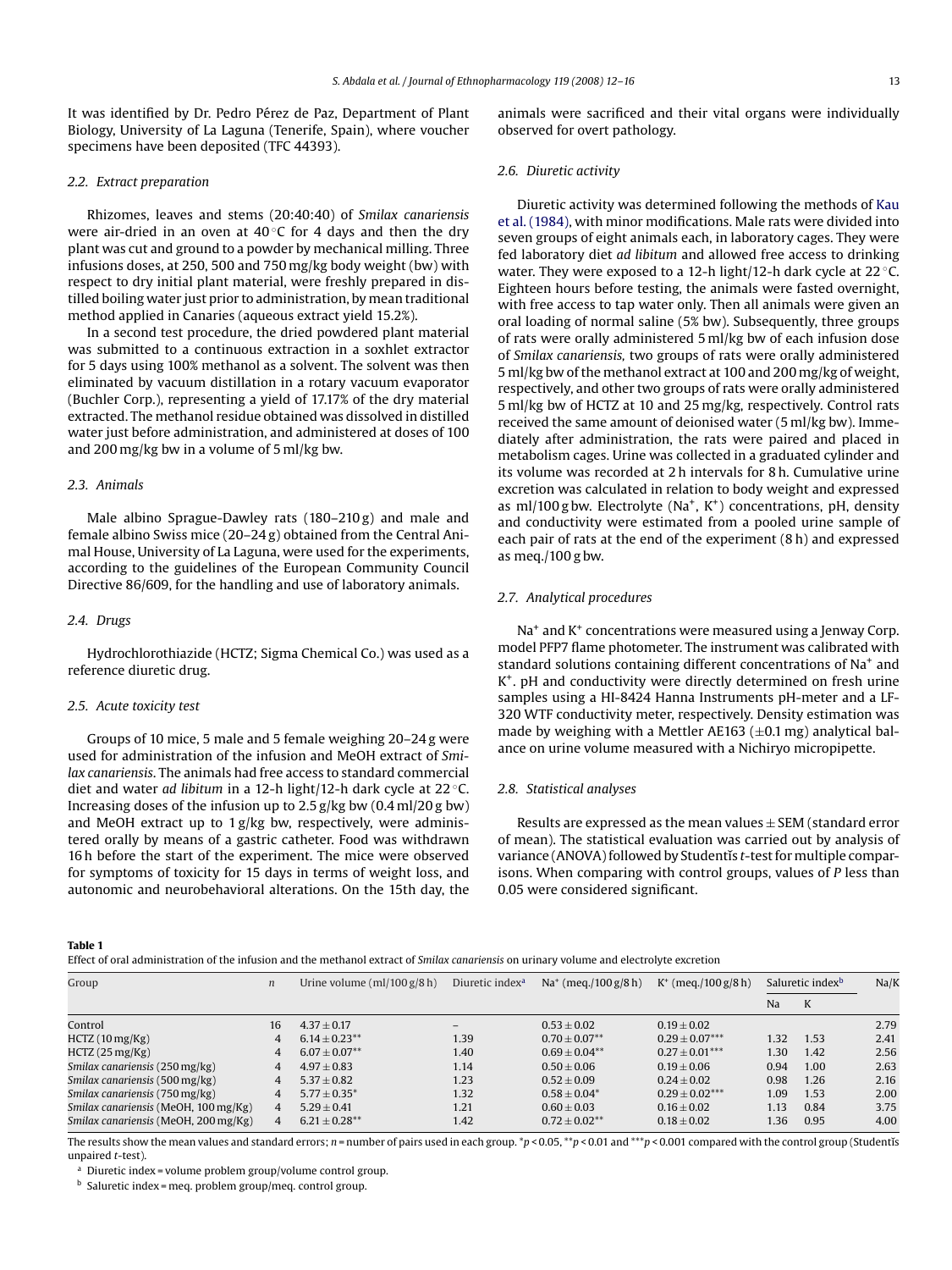It was identified by Dr. Pedro Pérez de Paz, Department of Plant Biology, University of La Laguna (Tenerife, Spain), where voucher specimens have been deposited (TFC 44393).

### 2.2. Extract preparation

Rhizomes, leaves and stems (20:40:40) of *Smilax canariensis* were air-dried in an oven at 40 °C for 4 days and then the dry plant was cut and ground to a powder by mechanical milling. Three infusions doses, at 250, 500 and 750 mg/kg body weight (bw) with respect to dry initial plant material, were freshly prepared in distilled boiling water just prior to administration, by mean traditional method applied in Canaries (aqueous extract yield 15.2%).

In a second test procedure, the dried powdered plant material was submitted to a continuous extraction in a soxhlet extractor for 5 days using 100% methanol as a solvent. The solvent was then eliminated by vacuum distillation in a rotary vacuum evaporator (Buchler Corp.), representing a yield of 17.17% of the dry material extracted. The methanol residue obtained was dissolved in distilled water just before administration, and administered at doses of 100 and 200 mg/kg bw in a volume of 5 ml/kg bw.

### 2.3. Animals

Male albino Sprague-Dawley rats (180–210 g) and male and female albino Swiss mice (20–24 g) obtained from the Central Animal House, University of La Laguna, were used for the experiments, according to the guidelines of the European Community Council Directive 86/609, for the handling and use of laboratory animals.

### 2.4. Drugs

Hydrochlorothiazide (HCTZ; Sigma Chemical Co.) was used as a reference diuretic drug.

### 2.5. Acute toxicity test

Groups of 10 mice, 5 male and 5 female weighing 20–24 g were used for administration of the infusion and MeOH extract of *Smilax canariensis*. The animals had free access to standard commercial diet and water *ad libitum* in a 12-h light/12-h dark cycle at 22 °C. Increasing doses of the infusion up to 2.5 g/kg bw (0.4 ml/20 g bw) and MeOH extract up to 1 g/kg bw, respectively, were administered orally by means of a gastric catheter. Food was withdrawn 16 h before the start of the experiment. The mice were observed for symptoms of toxicity for 15 days in terms of weight loss, and autonomic and neurobehavioral alterations. On the 15th day, the animals were sacrificed and their vital organs were individually observed for overt pathology.

### 2.6. Diuretic activity

Diuretic activity was determined following the methods of Kau et al. (1984), with minor modifications. Male rats were divided into seven groups of eight animals each, in laboratory cages. They were fed laboratory diet *ad libitum* and allowed free access to drinking water. They were exposed to a 12-h light/12-h dark cycle at 22 °C. Eighteen hours before testing, the animals were fasted overnight, with free access to tap water only. Then all animals were given an oral loading of normal saline (5% bw). Subsequently, three groups of rats were orally administered 5 ml/kg bw of each infusion dose of *Smilax canariensis*, two groups of rats were orally administered 5 ml/kg bw of the methanol extract at 100 and 200 mg/kg of weight, respectively, and other two groups of rats were orally administered 5 ml/kg bw of HCTZ at 10 and 25 mg/kg, respectively. Control rats received the same amount of deionised water (5 ml/kg bw). Immediately after administration, the rats were paired and placed in metabolism cages. Urine was collected in a graduated cylinder and its volume was recorded at 2 h intervals for 8 h. Cumulative urine excretion was calculated in relation to body weight and expressed as ml/100 g bw. Electrolyte ($Na^+$, $K^+$) concentrations, pH, density and conductivity were estimated from a pooled urine sample of each pair of rats at the end of the experiment (8 h) and expressed as meq./100 g bw.

### 2.7. Analytical procedures

$Na^+$ and $K^+$ concentrations were measured using a Jenway Corp. model PFP7 flame photometer. The instrument was calibrated with standard solutions containing different concentrations of $Na^+$ and $K^+$. pH and conductivity were directly determined on fresh urine samples using a HI-8424 Hanna Instruments pH-meter and a LF-320 WTF conductivity meter, respectively. Density estimation was made by weighing with a Mettler AE163 (±0.1 mg) analytical balance on urine volume measured with a Nichiryo micropipette.

### 2.8. Statistical analyses

Results are expressed as the mean values ± SEM (standard error of mean). The statistical evaluation was carried out by analysis of variance (ANOVA) followed by Studentís *t*-test for multiple comparisons. When comparing with control groups, values of *P* less than 0.05 were considered significant.

**Table 1**
Effect of oral administration of the infusion and the methanol extract of *Smilax canariensis* on urinary volume and electrolyte excretion

| Group | *n* | Urine volume (ml/100 g/8 h) | Diuretic index[a] | $Na^+$ (meq./100 g/8 h) | $K^+$ (meq./100 g/8 h) | Saluretic index[b] | | Na/K |
|---|---|---|---|---|---|---|---|---|
| | | | | | | Na | K | |
| Control | 16 | 4.37 ± 0.17 | – | 0.53 ± 0.02 | 0.19 ± 0.02 | | | 2.79 |
| HCTZ (10 mg/Kg) | 4 | 6.14 ± 0.23** | 1.39 | 0.70 ± 0.07** | 0.29 ± 0.07*** | 1.32 | 1.53 | 2.41 |
| HCTZ (25 mg/Kg) | 4 | 6.07 ± 0.07** | 1.40 | 0.69 ± 0.04** | 0.27 ± 0.01*** | 1.30 | 1.42 | 2.56 |
| *Smilax canariensis* (250 mg/kg) | 4 | 4.97 ± 0.83 | 1.14 | 0.50 ± 0.06 | 0.19 ± 0.06 | 0.94 | 1.00 | 2.63 |
| *Smilax canariensis* (500 mg/kg) | 4 | 5.37 ± 0.82 | 1.23 | 0.52 ± 0.09 | 0.24 ± 0.02 | 0.98 | 1.26 | 2.16 |
| *Smilax canariensis* (750 mg/kg) | 4 | 5.77 ± 0.35* | 1.32 | 0.58 ± 0.04* | 0.29 ± 0.02*** | 1.09 | 1.53 | 2.00 |
| *Smilax canariensis* (MeOH, 100 mg/Kg) | 4 | 5.29 ± 0.41 | 1.21 | 0.60 ± 0.03 | 0.16 ± 0.02 | 1.13 | 0.84 | 3.75 |
| *Smilax canariensis* (MeOH, 200 mg/Kg) | 4 | 6.21 ± 0.28** | 1.42 | 0.72 ± 0.02** | 0.18 ± 0.02 | 1.36 | 0.95 | 4.00 |

The results show the mean values and standard errors; *n* = number of pairs used in each group. $^*p < 0.05$, $^{**}p < 0.01$ and $^{***}p < 0.001$ compared with the control group (Studentís unpaired *t*-test).

[a] Diuretic index = volume problem group/volume control group.

[b] Saluretic index = meq. problem group/meq. control group.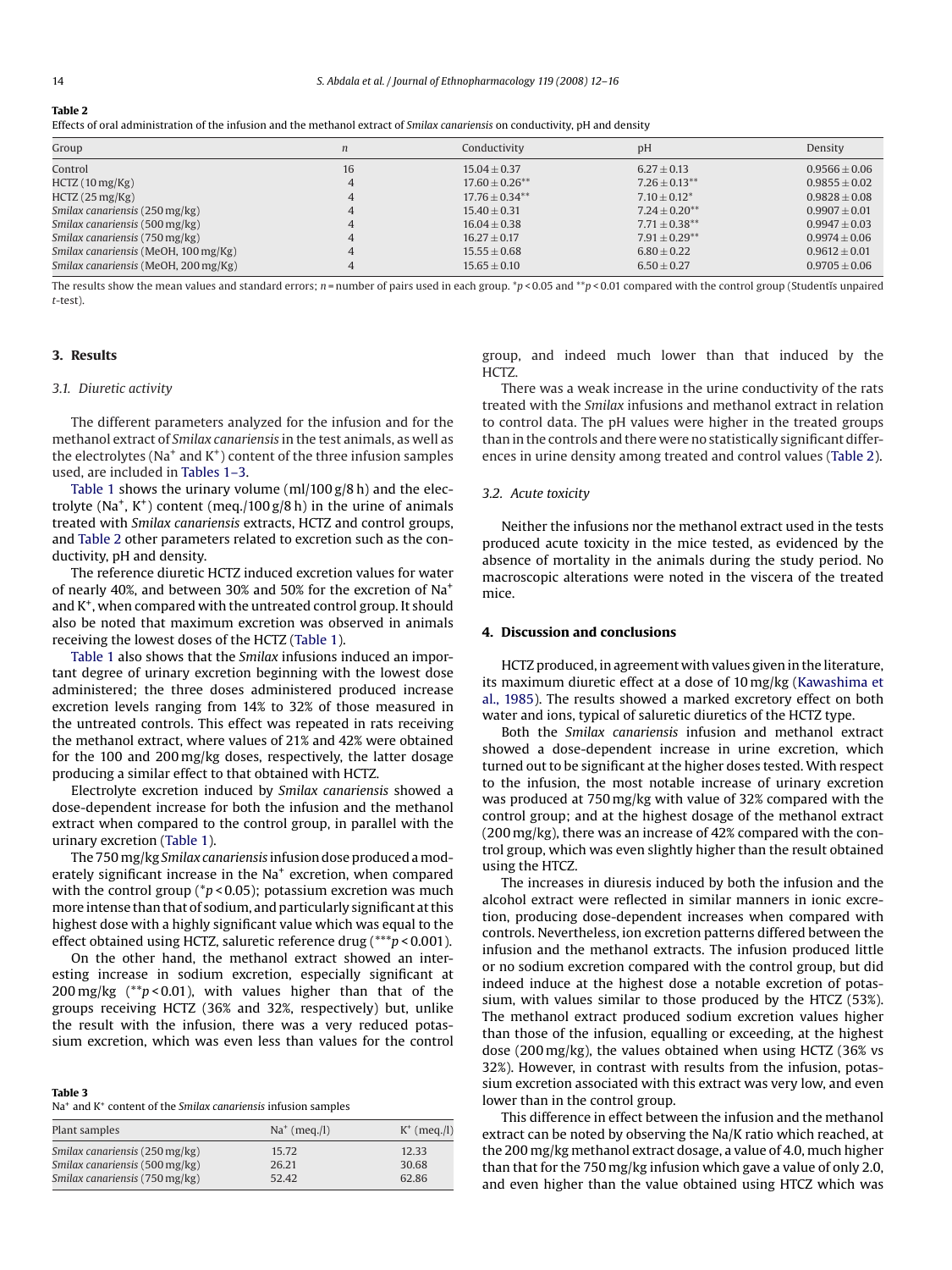**Table 2**

Effects of oral administration of the infusion and the methanol extract of *Smilax canariensis* on conductivity, pH and density

| Group | n | Conductivity | pH | Density |
|---|---|---|---|---|
| Control | 16 | $15.04 \pm 0.37$ | $6.27 \pm 0.13$ | $0.9566 \pm 0.06$ |
| HCTZ (10 mg/Kg) | 4 | $17.60 \pm 0.26^{**}$ | $7.26 \pm 0.13^{**}$ | $0.9855 \pm 0.02$ |
| HCTZ (25 mg/Kg) | 4 | $17.76 \pm 0.34^{**}$ | $7.10 \pm 0.12^{*}$ | $0.9828 \pm 0.08$ |
| *Smilax canariensis* (250 mg/kg) | 4 | $15.40 \pm 0.31$ | $7.24 \pm 0.20^{**}$ | $0.9907 \pm 0.01$ |
| *Smilax canariensis* (500 mg/kg) | 4 | $16.04 \pm 0.38$ | $7.71 \pm 0.38^{**}$ | $0.9947 \pm 0.03$ |
| *Smilax canariensis* (750 mg/kg) | 4 | $16.27 \pm 0.17$ | $7.91 \pm 0.29^{**}$ | $0.9974 \pm 0.06$ |
| *Smilax canariensis* (MeOH, 100 mg/Kg) | 4 | $15.55 \pm 0.68$ | $6.80 \pm 0.22$ | $0.9612 \pm 0.01$ |
| *Smilax canariensis* (MeOH, 200 mg/Kg) | 4 | $15.65 \pm 0.10$ | $6.50 \pm 0.27$ | $0.9705 \pm 0.06$ |

The results show the mean values and standard errors; n = number of pairs used in each group. $^{*}p < 0.05$ and $^{**}p < 0.01$ compared with the control group (Studentı̌s unpaired *t*-test).

## 3. Results

### 3.1. Diuretic activity

The different parameters analyzed for the infusion and for the methanol extract of *Smilax canariensis* in the test animals, as well as the electrolytes ($Na^+$ and $K^+$) content of the three infusion samples used, are included in Tables 1–3.

Table 1 shows the urinary volume (ml/100 g/8 h) and the electrolyte ($Na^+$, $K^+$) content (meq./100 g/8 h) in the urine of animals treated with *Smilax canariensis* extracts, HCTZ and control groups, and Table 2 other parameters related to excretion such as the conductivity, pH and density.

The reference diuretic HCTZ induced excretion values for water of nearly 40%, and between 30% and 50% for the excretion of $Na^+$ and $K^+$, when compared with the untreated control group. It should also be noted that maximum excretion was observed in animals receiving the lowest doses of the HCTZ (Table 1).

Table 1 also shows that the *Smilax* infusions induced an important degree of urinary excretion beginning with the lowest dose administered; the three doses administered produced increase excretion levels ranging from 14% to 32% of those measured in the untreated controls. This effect was repeated in rats receiving the methanol extract, where values of 21% and 42% were obtained for the 100 and 200 mg/kg doses, respectively, the latter dosage producing a similar effect to that obtained with HCTZ.

Electrolyte excretion induced by *Smilax canariensis* showed a dose-dependent increase for both the infusion and the methanol extract when compared to the control group, in parallel with the urinary excretion (Table 1).

The 750 mg/kg *Smilax canariensis* infusion dose produced a moderately significant increase in the $Na^+$ excretion, when compared with the control group ($^{*}p < 0.05$); potassium excretion was much more intense than that of sodium, and particularly significant at this highest dose with a highly significant value which was equal to the effect obtained using HCTZ, saluretic reference drug ($^{***}p < 0.001$).

On the other hand, the methanol extract showed an interesting increase in sodium excretion, especially significant at 200 mg/kg ($^{**}p < 0.01$), with values higher than that of the groups receiving HCTZ (36% and 32%, respectively) but, unlike the result with the infusion, there was a very reduced potassium excretion, which was even less than values for the control group, and indeed much lower than that induced by the HCTZ.

There was a weak increase in the urine conductivity of the rats treated with the *Smilax* infusions and methanol extract in relation to control data. The pH values were higher in the treated groups than in the controls and there were no statistically significant differences in urine density among treated and control values (Table 2).

**Table 3**

$Na^+$ and $K^+$ content of the *Smilax canariensis* infusion samples

| Plant samples | $Na^+$ (meq./l) | $K^+$ (meq./l) |
|---|---|---|
| *Smilax canariensis* (250 mg/kg) | 15.72 | 12.33 |
| *Smilax canariensis* (500 mg/kg) | 26.21 | 30.68 |
| *Smilax canariensis* (750 mg/kg) | 52.42 | 62.86 |

### 3.2. Acute toxicity

Neither the infusions nor the methanol extract used in the tests produced acute toxicity in the mice tested, as evidenced by the absence of mortality in the animals during the study period. No macroscopic alterations were noted in the viscera of the treated mice.

## 4. Discussion and conclusions

HCTZ produced, in agreement with values given in the literature, its maximum diuretic effect at a dose of 10 mg/kg (Kawashima et al., 1985). The results showed a marked excretory effect on both water and ions, typical of saluretic diuretics of the HCTZ type.

Both the *Smilax canariensis* infusion and methanol extract showed a dose-dependent increase in urine excretion, which turned out to be significant at the higher doses tested. With respect to the infusion, the most notable increase of urinary excretion was produced at 750 mg/kg with value of 32% compared with the control group; and at the highest dosage of the methanol extract (200 mg/kg), there was an increase of 42% compared with the control group, which was even slightly higher than the result obtained using the HTCZ.

The increases in diuresis induced by both the infusion and the alcohol extract were reflected in similar manners in ionic excretion, producing dose-dependent increases when compared with controls. Nevertheless, ion excretion patterns differed between the infusion and the methanol extracts. The infusion produced little or no sodium excretion compared with the control group, but did indeed induce at the highest dose a notable excretion of potassium, with values similar to those produced by the HTCZ (53%). The methanol extract produced sodium excretion values higher than those of the infusion, equalling or exceeding, at the highest dose (200 mg/kg), the values obtained when using HCTZ (36% vs 32%). However, in contrast with results from the infusion, potassium excretion associated with this extract was very low, and even lower than in the control group.

This difference in effect between the infusion and the methanol extract can be noted by observing the Na/K ratio which reached, at the 200 mg/kg methanol extract dosage, a value of 4.0, much higher than that for the 750 mg/kg infusion which gave a value of only 2.0, and even higher than the value obtained using HTCZ which was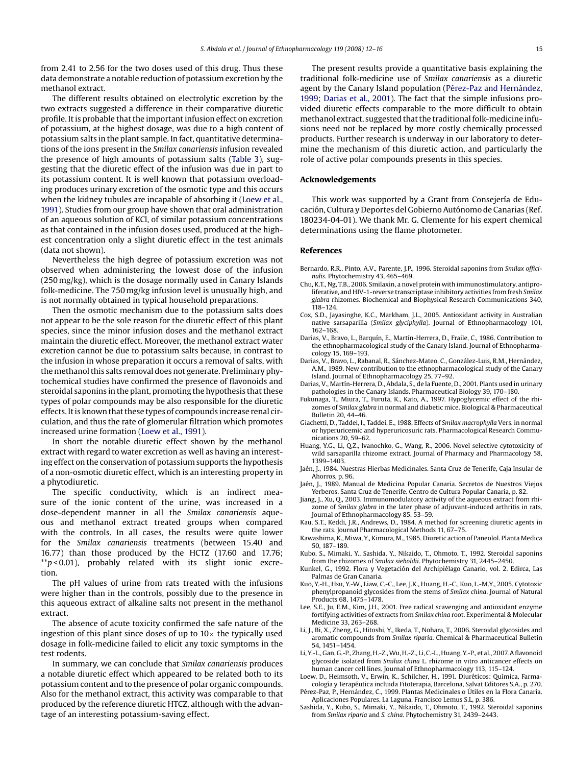from 2.41 to 2.56 for the two doses used of this drug. Thus these data demonstrate a notable reduction of potassium excretion by the methanol extract.

The different results obtained on electrolytic excretion by the two extracts suggested a difference in their comparative diuretic profile. It is probable that the important infusion effect on excretion of potassium, at the highest dosage, was due to a high content of potassium salts in the plant sample. In fact, quantitative determinations of the ions present in the *Smilax canariensis* infusion revealed the presence of high amounts of potassium salts (Table 3), suggesting that the diuretic effect of the infusion was due in part to its potassium content. It is well known that potassium overloading produces urinary excretion of the osmotic type and this occurs when the kidney tubules are incapable of absorbing it (Loew et al., 1991). Studies from our group have shown that oral administration of an aqueous solution of KCl, of similar potassium concentrations as that contained in the infusion doses used, produced at the highest concentration only a slight diuretic effect in the test animals (data not shown).

Nevertheless the high degree of potassium excretion was not observed when administering the lowest dose of the infusion (250 mg/kg), which is the dosage normally used in Canary Islands folk-medicine. The 750 mg/kg infusion level is unusually high, and is not normally obtained in typical household preparations.

Then the osmotic mechanism due to the potassium salts does not appear to be the sole reason for the diuretic effect of this plant species, since the minor infusion doses and the methanol extract maintain the diuretic effect. Moreover, the methanol extract water excretion cannot be due to potassium salts because, in contrast to the infusion in whose preparation it occurs a removal of salts, with the methanol this salts removal does not generate. Preliminary phytochemical studies have confirmed the presence of flavonoids and steroidal saponins in the plant, promoting the hypothesis that these types of polar compounds may be also responsible for the diuretic effects. It is known that these types of compounds increase renal circulation, and thus the rate of glomerular filtration which promotes increased urine formation (Loew et al., 1991).

In short the notable diuretic effect shown by the methanol extract with regard to water excretion as well as having an interesting effect on the conservation of potassium supports the hypothesis of a non-osmotic diuretic effect, which is an interesting property in a phytodiuretic.

The specific conductivity, which is an indirect measure of the ionic content of the urine, was increased in a dose-dependent manner in all the *Smilax canariensis* aqueous and methanol extract treated groups when compared with the controls. In all cases, the results were quite lower for the *Smilax canariensis* treatments (between 15.40 and 16.77) than those produced by the HCTZ (17.60 and 17.76; $^{**}p < 0.01$), probably related with its slight ionic excretion.

The pH values of urine from rats treated with the infusions were higher than in the controls, possibly due to the presence in this aqueous extract of alkaline salts not present in the methanol extract.

The absence of acute toxicity confirmed the safe nature of the ingestion of this plant since doses of up to 10× the typically used dosage in folk-medicine failed to elicit any toxic symptoms in the test rodents.

In summary, we can conclude that *Smilax canariensis* produces a notable diuretic effect which appeared to be related both to its potassium content and to the presence of polar organic compounds. Also for the methanol extract, this activity was comparable to that produced by the reference diuretic HTCZ, although with the advantage of an interesting potassium-saving effect.

The present results provide a quantitative basis explaining the traditional folk-medicine use of *Smilax canariensis* as a diuretic agent by the Canary Island population (Pérez-Paz and Hernández, 1999; Darias et al., 2001). The fact that the simple infusions provided diuretic effects comparable to the more difficult to obtain methanol extract, suggested that the traditional folk-medicine infusions need not be replaced by more costly chemically processed products. Further research is underway in our laboratory to determine the mechanism of this diuretic action, and particularly the role of active polar compounds presents in this species.

## Acknowledgements

This work was supported by a Grant from Consejería de Educación, Cultura y Deportes del Gobierno Autónomo de Canarias (Ref. 180234-04-01). We thank Mr. G. Clemente for his expert chemical determinations using the flame photometer.

## References

Bernardo, R.R., Pinto, A.V., Parente, J.P., 1996. Steroidal saponins from *Smilax officinalis*. Phytochemistry 43, 465–469.

Chu, K.T., Ng, T.B., 2006. Smilaxin, a novel protein with immunostimulatory, antiproliferative, and HIV-1-reverse transcriptase inhibitory activities from fresh *Smilax glabra* rhizomes. Biochemical and Biophysical Research Communications 340, 118–124.

Cox, S.D., Jayasinghe, K.C., Markham, J.L., 2005. Antioxidant activity in Australian native sarsaparilla (*Smilax glyciphylla*). Journal of Ethnopharmacology 101, 162–168.

Darias, V., Bravo, L., Barquín, E., Martín-Herrera, D., Fraile, C., 1986. Contribution to the ethnopharmacological study of the Canary Island. Journal of Ethnopharmacology 15, 169–193.

Darias, V., Bravo, L., Rabanal, R., Sánchez-Mateo, C., González-Luis, R.M., Hernández, A.M., 1989. New contribution to the ethnopharmacological study of the Canary Island. Journal of Ethnopharmacology 25, 77–92.

Darias, V., Martín-Herrera, D., Abdala, S., de la Fuente, D., 2001. Plants used in urinary pathologies in the Canary Islands. Pharmaceutical Biology 39, 170–180.

Fukunaga, T., Miura, T., Furuta, K., Kato, A., 1997. Hypoglycemic effect of the rhizomes of *Smilax glabra* in normal and diabetic mice. Biological & Pharmaceutical Bulletin 20, 44–46.

Giachetti, D., Taddei, I., Taddei, E., 1988. Effects of *Smilax macrophylla* Vers. in normal or hyperuricemic and hyperuricosuric rats. Pharmacological Research Communications 20, 59–62.

Huang, Y.G., Li, Q.Z., Ivanochko, G., Wang, R., 2006. Novel selective cytotoxicity of wild sarsaparilla rhizome extract. Journal of Pharmacy and Pharmacology 58, 1399–1403.

Jaén, J., 1984. Nuestras Hierbas Medicinales. Santa Cruz de Tenerife, Caja Insular de Ahorros, p. 96.

Jaén, J., 1989. Manual de Medicina Popular Canaria. Secretos de Nuestros Viejos Yerberos. Santa Cruz de Tenerife. Centro de Cultura Popular Canaria, p. 82.

Jiang, J., Xu, Q., 2003. Immunomodulatory activity of the aqueous extract from rhizome of *Smilax glabra* in the later phase of adjuvant-induced arthritis in rats. Journal of Ethnopharmacology 85, 53–59.

Kau, S.T., Keddi, J.R., Andrews, D., 1984. A method for screening diuretic agents in the rats. Journal Pharmacological Methods 11, 67–75.

Kawashima, K., Miwa, Y., Kimura, M., 1985. Diuretic action of Paneolol. Planta Medica 50, 187–189.

Kubo, S., Mimaki, Y., Sashida, Y., Nikaido, T., Ohmoto, T., 1992. Steroidal saponins from the rhizomes of *Smilax sieboldii*. Phytochemistry 31, 2445–2450.

Kunkel, G., 1992. Flora y Vegetación del Archipiélago Canario, vol. 2. Edirca, Las Palmas de Gran Canaria.

Kuo, Y.-H., Hsu, Y.-W., Liaw, C.-C., Lee, J.K., Huang, H.-C., Kuo, L.-M.Y., 2005. Cytotoxic phenylpropanoid glycosides from the stems of *Smilax china*. Journal of Natural Products 68, 1475–1478.

Lee, S.E., Ju, E.M., Kim, J.H., 2001. Free radical scavenging and antioxidant enzyme fortifying activities of extracts from *Smilax china* root. Experimental & Molecular Medicine 33, 263–268.

Li, J., Bi, X., Zheng, G., Hitoshi, Y., Ikeda, T., Nohara, T., 2006. Steroidal glycosides and aromatic compounds from *Smilax riparia*. Chemical & Pharmaceutical Bulletin 54, 1451–1454.

Li, Y.-L., Gan, G.-P., Zhang, H.-Z., Wu, H.-Z., Li, C.-L., Huang, Y.-P., et al., 2007. A flavonoid glycoside isolated from *Smilax china* L. rhizome in vitro anticancer effects on human cancer cell lines. Journal of Ethnopharmacology 113, 115–124.

Loew, D., Heimsoth, V., Erwin, K., Schilcher, H., 1991. Diuréticos: Química, Farmacología y Terapéutica incluida Fitoterapia, Barcelona, Salvat Editores S.A., p. 270.

Pérez-Paz, P., Hernández, C., 1999. Plantas Medicinales o Útiles en la Flora Canaria. Aplicaciones Populares, La Laguna, Francisco Lemus S.L, p. 386.

Sashida, Y., Kubo, S., Mimaki, Y., Nikaido, T., Ohmoto, T., 1992. Steroidal saponins from *Smilax riparia* and *S. china*. Phytochemistry 31, 2439–2443.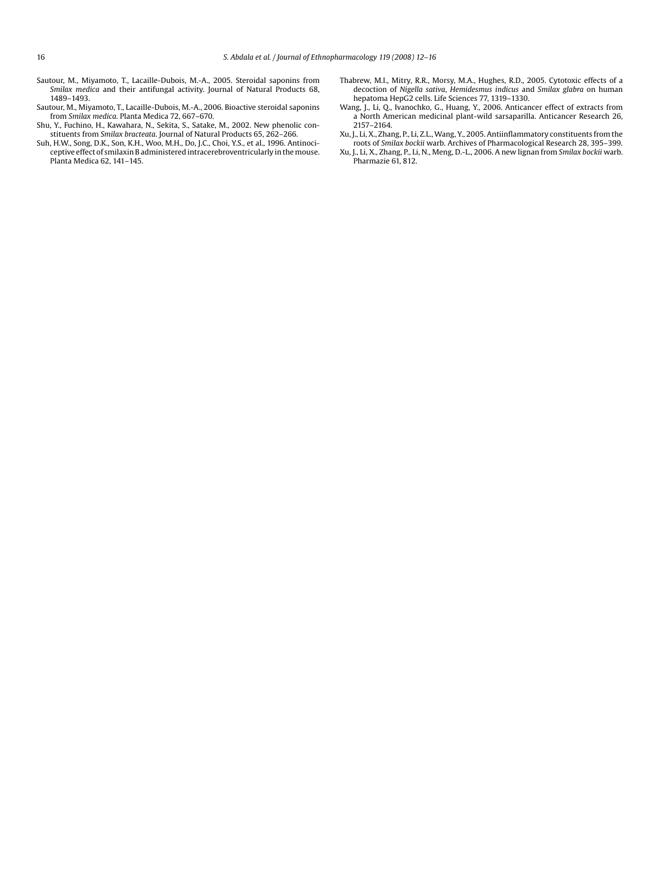Sautour, M., Miyamoto, T., Lacaille-Dubois, M.-A., 2005. Steroidal saponins from *Smilax medica* and their antifungal activity. Journal of Natural Products 68, 1489–1493.

Sautour, M., Miyamoto, T., Lacaille-Dubois, M.-A., 2006. Bioactive steroidal saponins from *Smilax medica*. Planta Medica 72, 667–670.

Shu, Y., Fuchino, H., Kawahara, N., Sekita, S., Satake, M., 2002. New phenolic constituents from *Smilax bracteata*. Journal of Natural Products 65, 262–266.

Suh, H.W., Song, D.K., Son, K.H., Woo, M.H., Do, J.C., Choi, Y.S., et al., 1996. Antinociceptive effect of smilaxin B administered intracerebroventricularly in the mouse. Planta Medica 62, 141–145.

Thabrew, M.I., Mitry, R.R., Morsy, M.A., Hughes, R.D., 2005. Cytotoxic effects of a decoction of *Nigella sativa*, *Hemidesmus indicus* and *Smilax glabra* on human hepatoma HepG2 cells. Life Sciences 77, 1319–1330.

Wang, J., Li, Q., Ivanochko, G., Huang, Y., 2006. Anticancer effect of extracts from a North American medicinal plant-wild sarsaparilla. Anticancer Research 26, 2157–2164.

Xu, J., Li, X., Zhang, P., Li, Z.L., Wang, Y., 2005. Antiinflammatory constituents from the roots of *Smilax bockii* warb. Archives of Pharmacological Research 28, 395–399.

Xu, J., Li, X., Zhang, P., Li, N., Meng, D.-L., 2006. A new lignan from *Smilax bockii* warb. Pharmazie 61, 812.